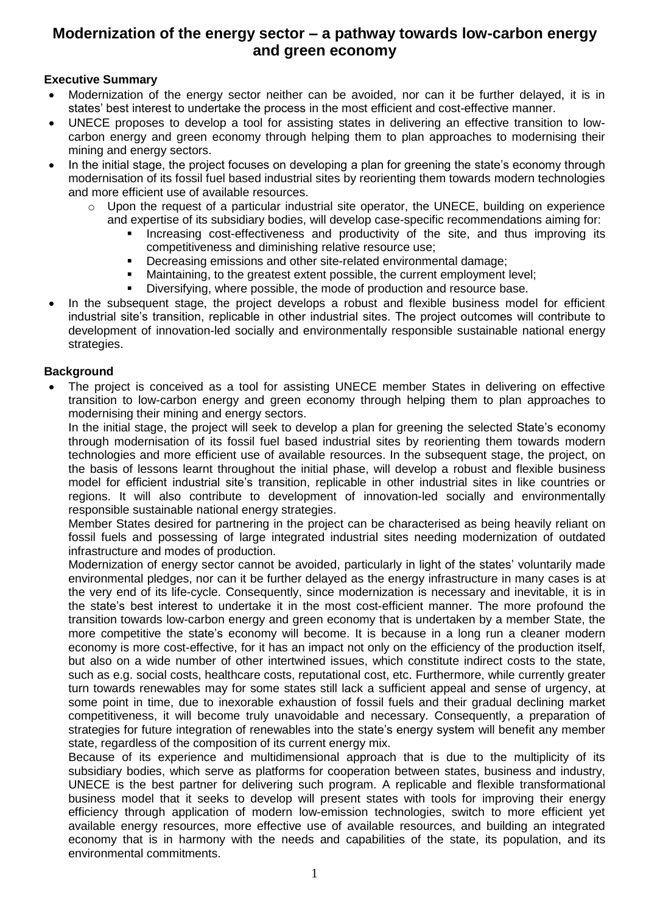# Modernization of the energy sector – a pathway towards low-carbon energy and green economy

**Executive Summary**

- Modernization of the energy sector neither can be avoided, nor can it be further delayed, it is in states' best interest to undertake the process in the most efficient and cost-effective manner.
- UNECE proposes to develop a tool for assisting states in delivering an effective transition to low-carbon energy and green economy through helping them to plan approaches to modernising their mining and energy sectors.
- In the initial stage, the project focuses on developing a plan for greening the state's economy through modernisation of its fossil fuel based industrial sites by reorienting them towards modern technologies and more efficient use of available resources.
    - Upon the request of a particular industrial site operator, the UNECE, building on experience and expertise of its subsidiary bodies, will develop case-specific recommendations aiming for:
        - Increasing cost-effectiveness and productivity of the site, and thus improving its competitiveness and diminishing relative resource use;
        - Decreasing emissions and other site-related environmental damage;
        - Maintaining, to the greatest extent possible, the current employment level;
        - Diversifying, where possible, the mode of production and resource base.
- In the subsequent stage, the project develops a robust and flexible business model for efficient industrial site's transition, replicable in other industrial sites. The project outcomes will contribute to development of innovation-led socially and environmentally responsible sustainable national energy strategies.

**Background**

- The project is conceived as a tool for assisting UNECE member States in delivering on effective transition to low-carbon energy and green economy through helping them to plan approaches to modernising their mining and energy sectors.

  In the initial stage, the project will seek to develop a plan for greening the selected State's economy through modernisation of its fossil fuel based industrial sites by reorienting them towards modern technologies and more efficient use of available resources. In the subsequent stage, the project, on the basis of lessons learnt throughout the initial phase, will develop a robust and flexible business model for efficient industrial site's transition, replicable in other industrial sites in like countries or regions. It will also contribute to development of innovation-led socially and environmentally responsible sustainable national energy strategies.

  Member States desired for partnering in the project can be characterised as being heavily reliant on fossil fuels and possessing of large integrated industrial sites needing modernization of outdated infrastructure and modes of production.

  Modernization of energy sector cannot be avoided, particularly in light of the states' voluntarily made environmental pledges, nor can it be further delayed as the energy infrastructure in many cases is at the very end of its life-cycle. Consequently, since modernization is necessary and inevitable, it is in the state's best interest to undertake it in the most cost-efficient manner. The more profound the transition towards low-carbon energy and green economy that is undertaken by a member State, the more competitive the state's economy will become. It is because in a long run a cleaner modern economy is more cost-effective, for it has an impact not only on the efficiency of the production itself, but also on a wide number of other intertwined issues, which constitute indirect costs to the state, such as e.g. social costs, healthcare costs, reputational cost, etc. Furthermore, while currently greater turn towards renewables may for some states still lack a sufficient appeal and sense of urgency, at some point in time, due to inexorable exhaustion of fossil fuels and their gradual declining market competitiveness, it will become truly unavoidable and necessary. Consequently, a preparation of strategies for future integration of renewables into the state's energy system will benefit any member state, regardless of the composition of its current energy mix.

  Because of its experience and multidimensional approach that is due to the multiplicity of its subsidiary bodies, which serve as platforms for cooperation between states, business and industry, UNECE is the best partner for delivering such program. A replicable and flexible transformational business model that it seeks to develop will present states with tools for improving their energy efficiency through application of modern low-emission technologies, switch to more efficient yet available energy resources, more effective use of available resources, and building an integrated economy that is in harmony with the needs and capabilities of the state, its population, and its environmental commitments.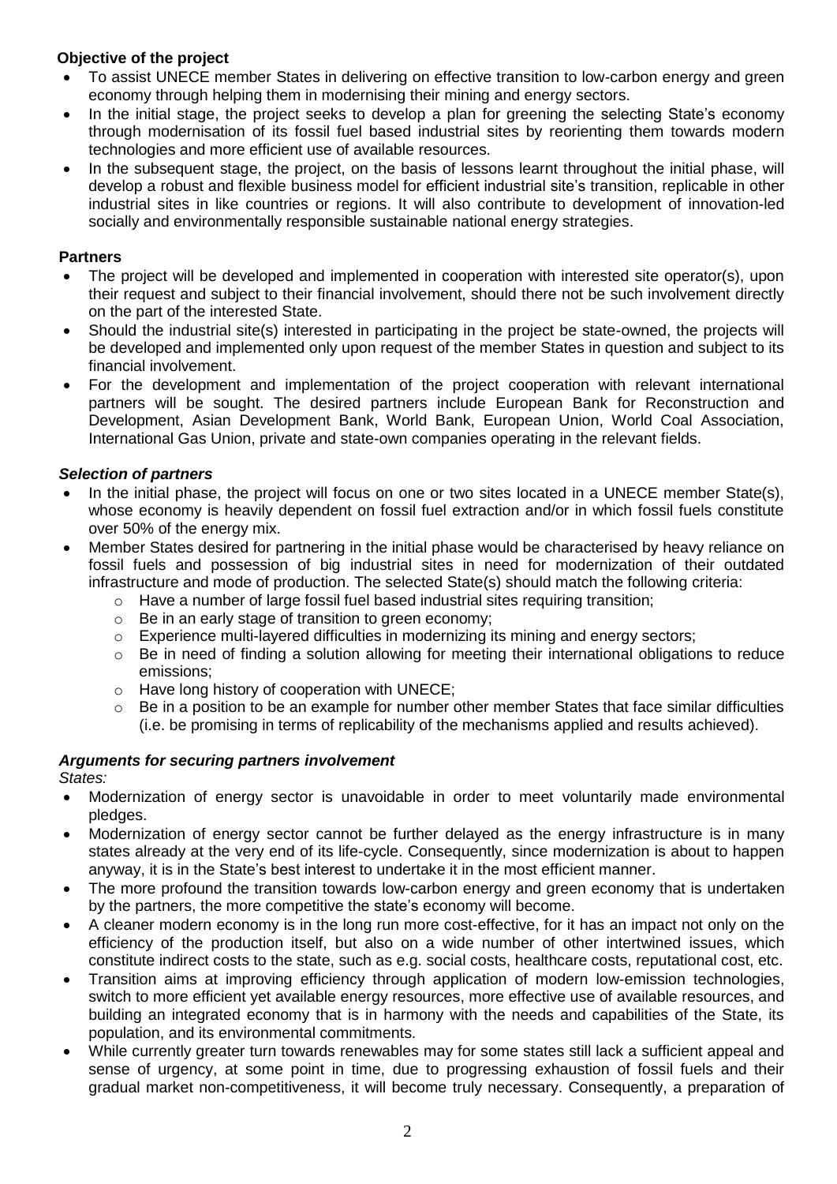**Objective of the project**

- To assist UNECE member States in delivering on effective transition to low-carbon energy and green economy through helping them in modernising their mining and energy sectors.
- In the initial stage, the project seeks to develop a plan for greening the selecting State's economy through modernisation of its fossil fuel based industrial sites by reorienting them towards modern technologies and more efficient use of available resources.
- In the subsequent stage, the project, on the basis of lessons learnt throughout the initial phase, will develop a robust and flexible business model for efficient industrial site's transition, replicable in other industrial sites in like countries or regions. It will also contribute to development of innovation-led socially and environmentally responsible sustainable national energy strategies.

**Partners**

- The project will be developed and implemented in cooperation with interested site operator(s), upon their request and subject to their financial involvement, should there not be such involvement directly on the part of the interested State.
- Should the industrial site(s) interested in participating in the project be state-owned, the projects will be developed and implemented only upon request of the member States in question and subject to its financial involvement.
- For the development and implementation of the project cooperation with relevant international partners will be sought. The desired partners include European Bank for Reconstruction and Development, Asian Development Bank, World Bank, European Union, World Coal Association, International Gas Union, private and state-own companies operating in the relevant fields.

***Selection of partners***

- In the initial phase, the project will focus on one or two sites located in a UNECE member State(s), whose economy is heavily dependent on fossil fuel extraction and/or in which fossil fuels constitute over 50% of the energy mix.
- Member States desired for partnering in the initial phase would be characterised by heavy reliance on fossil fuels and possession of big industrial sites in need for modernization of their outdated infrastructure and mode of production. The selected State(s) should match the following criteria:
  - Have a number of large fossil fuel based industrial sites requiring transition;
  - Be in an early stage of transition to green economy;
  - Experience multi-layered difficulties in modernizing its mining and energy sectors;
  - Be in need of finding a solution allowing for meeting their international obligations to reduce emissions;
  - Have long history of cooperation with UNECE;
  - Be in a position to be an example for number other member States that face similar difficulties (i.e. be promising in terms of replicability of the mechanisms applied and results achieved).

***Arguments for securing partners involvement***

*States:*

- Modernization of energy sector is unavoidable in order to meet voluntarily made environmental pledges.
- Modernization of energy sector cannot be further delayed as the energy infrastructure is in many states already at the very end of its life-cycle. Consequently, since modernization is about to happen anyway, it is in the State's best interest to undertake it in the most efficient manner.
- The more profound the transition towards low-carbon energy and green economy that is undertaken by the partners, the more competitive the state's economy will become.
- A cleaner modern economy is in the long run more cost-effective, for it has an impact not only on the efficiency of the production itself, but also on a wide number of other intertwined issues, which constitute indirect costs to the state, such as e.g. social costs, healthcare costs, reputational cost, etc.
- Transition aims at improving efficiency through application of modern low-emission technologies, switch to more efficient yet available energy resources, more effective use of available resources, and building an integrated economy that is in harmony with the needs and capabilities of the State, its population, and its environmental commitments.
- While currently greater turn towards renewables may for some states still lack a sufficient appeal and sense of urgency, at some point in time, due to progressing exhaustion of fossil fuels and their gradual market non-competitiveness, it will become truly necessary. Consequently, a preparation of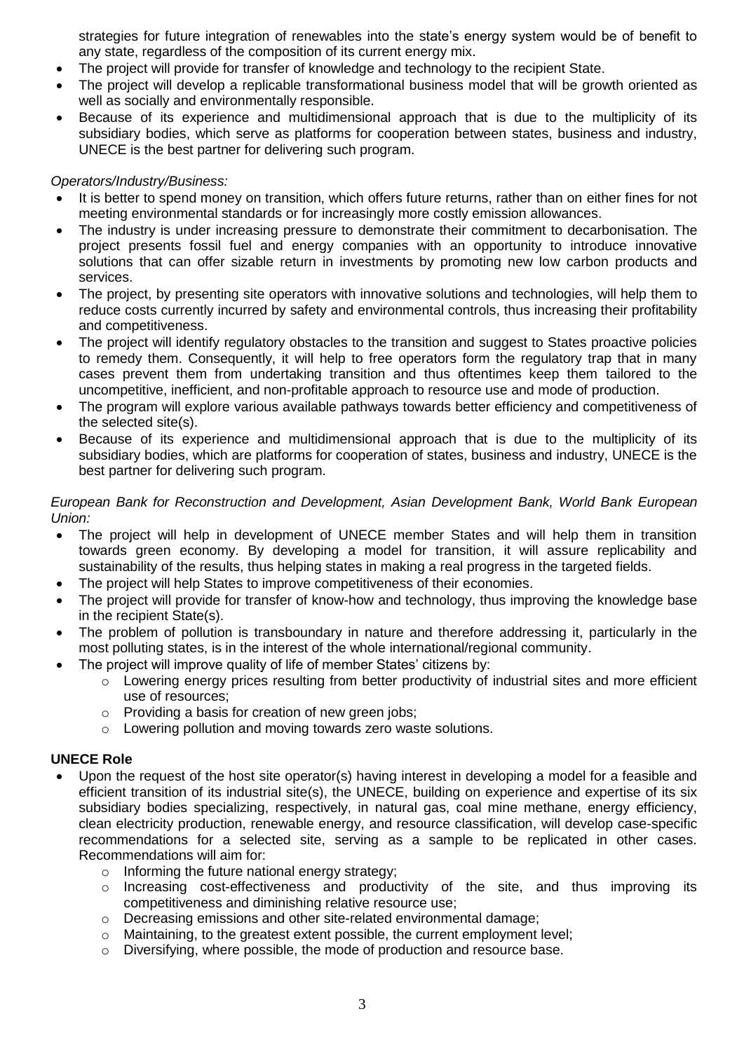strategies for future integration of renewables into the state's energy system would be of benefit to any state, regardless of the composition of its current energy mix.

- The project will provide for transfer of knowledge and technology to the recipient State.
- The project will develop a replicable transformational business model that will be growth oriented as well as socially and environmentally responsible.
- Because of its experience and multidimensional approach that is due to the multiplicity of its subsidiary bodies, which serve as platforms for cooperation between states, business and industry, UNECE is the best partner for delivering such program.

*Operators/Industry/Business:*

- It is better to spend money on transition, which offers future returns, rather than on either fines for not meeting environmental standards or for increasingly more costly emission allowances.
- The industry is under increasing pressure to demonstrate their commitment to decarbonisation. The project presents fossil fuel and energy companies with an opportunity to introduce innovative solutions that can offer sizable return in investments by promoting new low carbon products and services.
- The project, by presenting site operators with innovative solutions and technologies, will help them to reduce costs currently incurred by safety and environmental controls, thus increasing their profitability and competitiveness.
- The project will identify regulatory obstacles to the transition and suggest to States proactive policies to remedy them. Consequently, it will help to free operators form the regulatory trap that in many cases prevent them from undertaking transition and thus oftentimes keep them tailored to the uncompetitive, inefficient, and non-profitable approach to resource use and mode of production.
- The program will explore various available pathways towards better efficiency and competitiveness of the selected site(s).
- Because of its experience and multidimensional approach that is due to the multiplicity of its subsidiary bodies, which are platforms for cooperation of states, business and industry, UNECE is the best partner for delivering such program.

*European Bank for Reconstruction and Development, Asian Development Bank, World Bank European Union:*

- The project will help in development of UNECE member States and will help them in transition towards green economy. By developing a model for transition, it will assure replicability and sustainability of the results, thus helping states in making a real progress in the targeted fields.
- The project will help States to improve competitiveness of their economies.
- The project will provide for transfer of know-how and technology, thus improving the knowledge base in the recipient State(s).
- The problem of pollution is transboundary in nature and therefore addressing it, particularly in the most polluting states, is in the interest of the whole international/regional community.
- The project will improve quality of life of member States' citizens by:
  - Lowering energy prices resulting from better productivity of industrial sites and more efficient use of resources;
  - Providing a basis for creation of new green jobs;
  - Lowering pollution and moving towards zero waste solutions.

**UNECE Role**

- Upon the request of the host site operator(s) having interest in developing a model for a feasible and efficient transition of its industrial site(s), the UNECE, building on experience and expertise of its six subsidiary bodies specializing, respectively, in natural gas, coal mine methane, energy efficiency, clean electricity production, renewable energy, and resource classification, will develop case-specific recommendations for a selected site, serving as a sample to be replicated in other cases. Recommendations will aim for:
  - Informing the future national energy strategy;
  - Increasing cost-effectiveness and productivity of the site, and thus improving its competitiveness and diminishing relative resource use;
  - Decreasing emissions and other site-related environmental damage;
  - Maintaining, to the greatest extent possible, the current employment level;
  - Diversifying, where possible, the mode of production and resource base.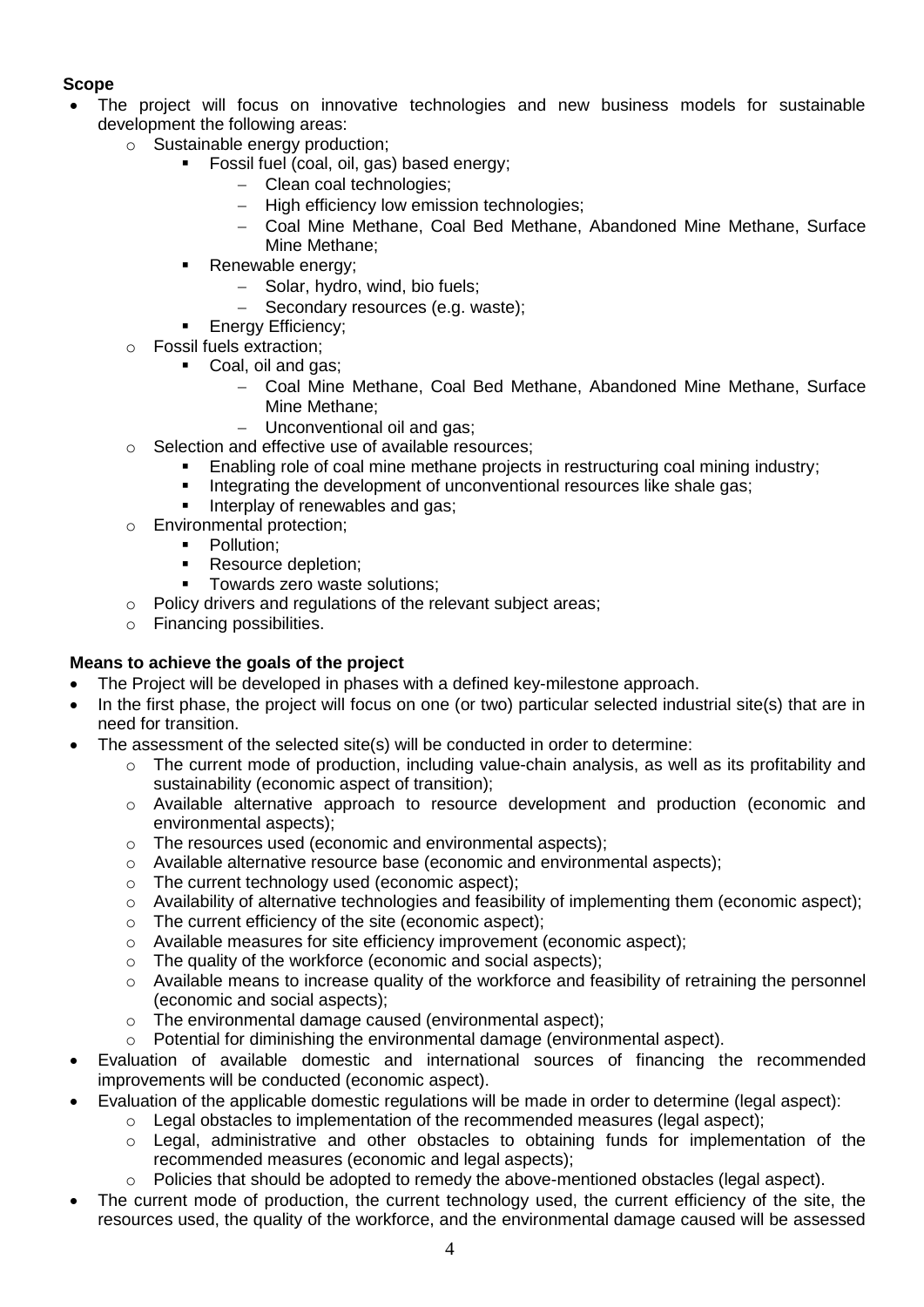**Scope**

- The project will focus on innovative technologies and new business models for sustainable development the following areas:
  - Sustainable energy production;
    - Fossil fuel (coal, oil, gas) based energy;
      - Clean coal technologies;
      - High efficiency low emission technologies;
      - Coal Mine Methane, Coal Bed Methane, Abandoned Mine Methane, Surface Mine Methane;
    - Renewable energy;
      - Solar, hydro, wind, bio fuels;
      - Secondary resources (e.g. waste);
    - Energy Efficiency;
  - Fossil fuels extraction;
    - Coal, oil and gas;
      - Coal Mine Methane, Coal Bed Methane, Abandoned Mine Methane, Surface Mine Methane;
      - Unconventional oil and gas;
  - Selection and effective use of available resources;
    - Enabling role of coal mine methane projects in restructuring coal mining industry;
    - Integrating the development of unconventional resources like shale gas;
    - Interplay of renewables and gas;
  - Environmental protection;
    - Pollution;
    - Resource depletion;
    - Towards zero waste solutions;
  - Policy drivers and regulations of the relevant subject areas;
  - Financing possibilities.

**Means to achieve the goals of the project**

- The Project will be developed in phases with a defined key-milestone approach.
- In the first phase, the project will focus on one (or two) particular selected industrial site(s) that are in need for transition.
- The assessment of the selected site(s) will be conducted in order to determine:
  - The current mode of production, including value-chain analysis, as well as its profitability and sustainability (economic aspect of transition);
  - Available alternative approach to resource development and production (economic and environmental aspects);
  - The resources used (economic and environmental aspects);
  - Available alternative resource base (economic and environmental aspects);
  - The current technology used (economic aspect);
  - Availability of alternative technologies and feasibility of implementing them (economic aspect);
  - The current efficiency of the site (economic aspect);
  - Available measures for site efficiency improvement (economic aspect);
  - The quality of the workforce (economic and social aspects);
  - Available means to increase quality of the workforce and feasibility of retraining the personnel (economic and social aspects);
  - The environmental damage caused (environmental aspect);
  - Potential for diminishing the environmental damage (environmental aspect).
- Evaluation of available domestic and international sources of financing the recommended improvements will be conducted (economic aspect).
- Evaluation of the applicable domestic regulations will be made in order to determine (legal aspect):
  - Legal obstacles to implementation of the recommended measures (legal aspect);
  - Legal, administrative and other obstacles to obtaining funds for implementation of the recommended measures (economic and legal aspects);
  - Policies that should be adopted to remedy the above-mentioned obstacles (legal aspect).
- The current mode of production, the current technology used, the current efficiency of the site, the resources used, the quality of the workforce, and the environmental damage caused will be assessed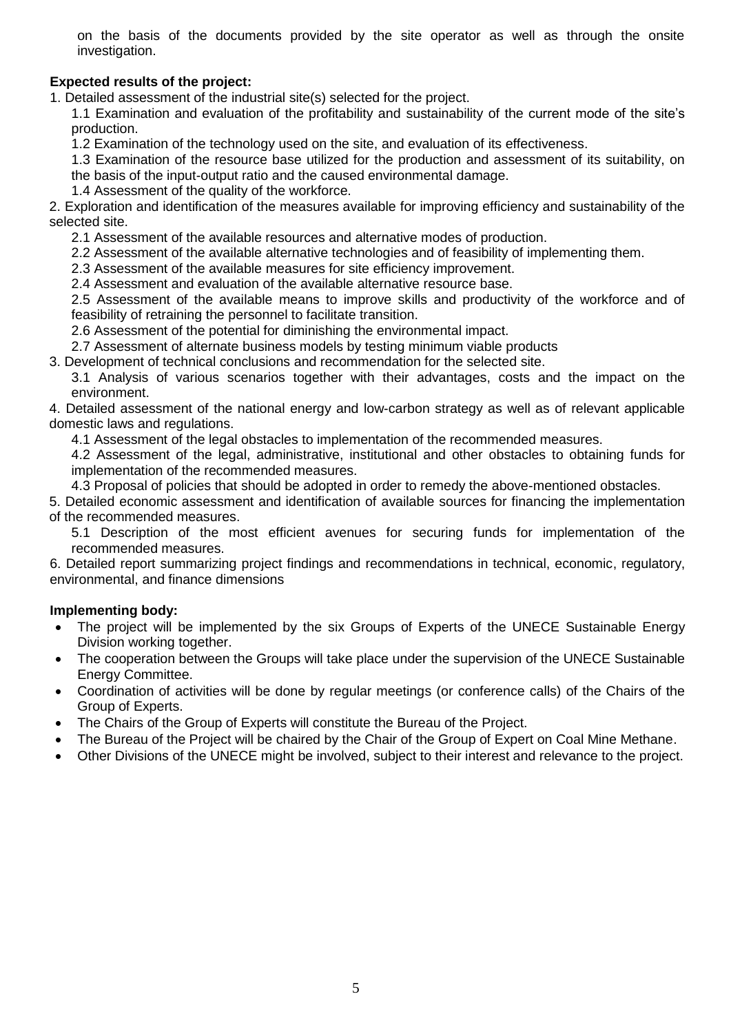on the basis of the documents provided by the site operator as well as through the onsite investigation.

**Expected results of the project:**

1. Detailed assessment of the industrial site(s) selected for the project.
   1.1 Examination and evaluation of the profitability and sustainability of the current mode of the site's production.
   1.2 Examination of the technology used on the site, and evaluation of its effectiveness.
   1.3 Examination of the resource base utilized for the production and assessment of its suitability, on the basis of the input-output ratio and the caused environmental damage.
   1.4 Assessment of the quality of the workforce.
2. Exploration and identification of the measures available for improving efficiency and sustainability of the selected site.
   2.1 Assessment of the available resources and alternative modes of production.
   2.2 Assessment of the available alternative technologies and of feasibility of implementing them.
   2.3 Assessment of the available measures for site efficiency improvement.
   2.4 Assessment and evaluation of the available alternative resource base.
   2.5 Assessment of the available means to improve skills and productivity of the workforce and of feasibility of retraining the personnel to facilitate transition.
   2.6 Assessment of the potential for diminishing the environmental impact.
   2.7 Assessment of alternate business models by testing minimum viable products
3. Development of technical conclusions and recommendation for the selected site.
   3.1 Analysis of various scenarios together with their advantages, costs and the impact on the environment.
4. Detailed assessment of the national energy and low-carbon strategy as well as of relevant applicable domestic laws and regulations.
   4.1 Assessment of the legal obstacles to implementation of the recommended measures.
   4.2 Assessment of the legal, administrative, institutional and other obstacles to obtaining funds for implementation of the recommended measures.
   4.3 Proposal of policies that should be adopted in order to remedy the above-mentioned obstacles.
5. Detailed economic assessment and identification of available sources for financing the implementation of the recommended measures.
   5.1 Description of the most efficient avenues for securing funds for implementation of the recommended measures.
6. Detailed report summarizing project findings and recommendations in technical, economic, regulatory, environmental, and finance dimensions

**Implementing body:**

- The project will be implemented by the six Groups of Experts of the UNECE Sustainable Energy Division working together.
- The cooperation between the Groups will take place under the supervision of the UNECE Sustainable Energy Committee.
- Coordination of activities will be done by regular meetings (or conference calls) of the Chairs of the Group of Experts.
- The Chairs of the Group of Experts will constitute the Bureau of the Project.
- The Bureau of the Project will be chaired by the Chair of the Group of Expert on Coal Mine Methane.
- Other Divisions of the UNECE might be involved, subject to their interest and relevance to the project.